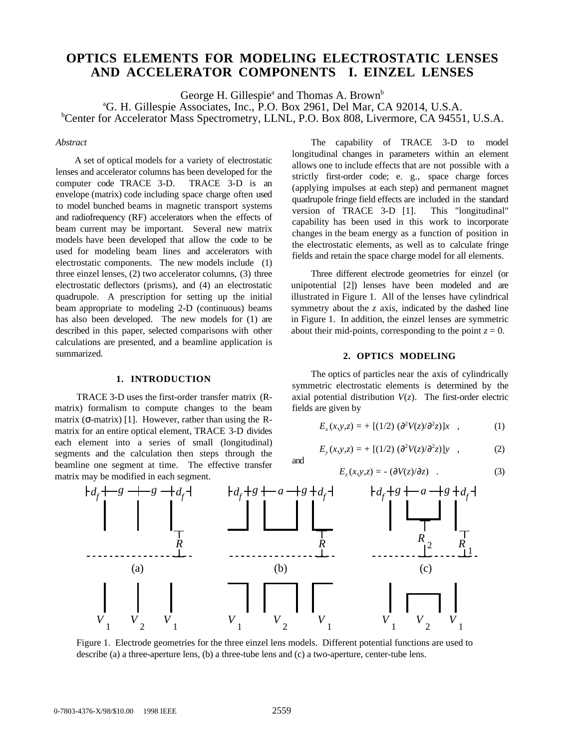# OPTICS ELEMENTS FOR MODELING ELECTROSTATIC LENSES AND ACCELERATOR COMPONENTS I. EINZEL LENSES

George H. Gillespie[a] and Thomas A. Brown[b]

[a]G. H. Gillespie Associates, Inc., P.O. Box 2961, Del Mar, CA 92014, U.S.A.

[b]Center for Accelerator Mass Spectrometry, LLNL, P.O. Box 808, Livermore, CA 94551, U.S.A.

*Abstract*

A set of optical models for a variety of electrostatic lenses and accelerator columns has been developed for the computer code TRACE 3-D. TRACE 3-D is an envelope (matrix) code including space charge often used to model bunched beams in magnetic transport systems and radiofrequency (RF) accelerators when the effects of beam current may be important. Several new matrix models have been developed that allow the code to be used for modeling beam lines and accelerators with electrostatic components. The new models include (1) three einzel lenses, (2) two accelerator columns, (3) three electrostatic deflectors (prisms), and (4) an electrostatic quadrupole. A prescription for setting up the initial beam appropriate to modeling 2-D (continuous) beams has also been developed. The new models for (1) are described in this paper, selected comparisons with other calculations are presented, and a beamline application is summarized.

## 1. INTRODUCTION

TRACE 3-D uses the first-order transfer matrix (R-matrix) formalism to compute changes to the beam matrix (σ-matrix) [1]. However, rather than using the R-matrix for an entire optical element, TRACE 3-D divides each element into a series of small (longitudinal) segments and the calculation then steps through the beamline one segment at time. The effective transfer matrix may be modified in each segment.

The capability of TRACE 3-D to model longitudinal changes in parameters within an element allows one to include effects that are not possible with a strictly first-order code; e. g., space charge forces (applying impulses at each step) and permanent magnet quadrupole fringe field effects are included in the standard version of TRACE 3-D [1]. This "longitudinal" capability has been used in this work to incorporate changes in the beam energy as a function of position in the electrostatic elements, as well as to calculate fringe fields and retain the space charge model for all elements.

Three different electrode geometries for einzel (or unipotential [2]) lenses have been modeled and are illustrated in Figure 1. All of the lenses have cylindrical symmetry about the *z* axis, indicated by the dashed line in Figure 1. In addition, the einzel lenses are symmetric about their mid-points, corresponding to the point $z = 0$.

## 2. OPTICS MODELING

The optics of particles near the axis of cylindrically symmetric electrostatic elements is determined by the axial potential distribution $V(z)$. The first-order electric fields are given by

$$E_x(x,y,z) = + [(1/2)\ (\partial^2 V(z)/\partial^2 z)]x \quad , \qquad (1)$$

$$E_y(x,y,z) = + [(1/2)\ (\partial^2 V(z)/\partial^2 z)]y \quad , \qquad (2)$$

and

$$E_z(x,y,z) = -\ (\partial V(z)/\partial z) \quad . \qquad (3)$$

Figure 1. Electrode geometries for the three einzel lens models. Different potential functions are used to describe (a) a three-aperture lens, (b) a three-tube lens and (c) a two-aperture, center-tube lens.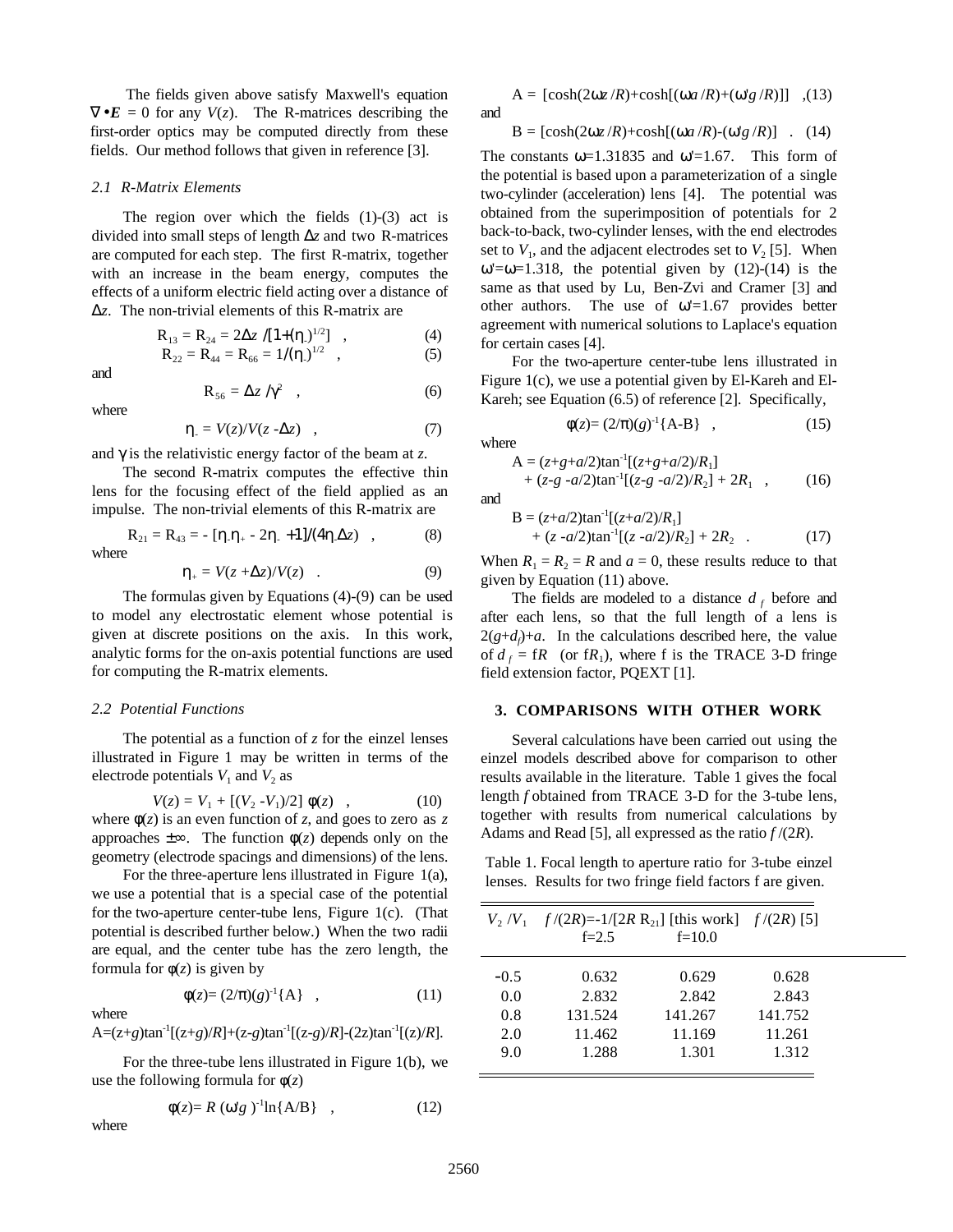The fields given above satisfy Maxwell's equation $\nabla \bullet \boldsymbol{E} = 0$ for any $V(z)$. The R-matrices describing the first-order optics may be computed directly from these fields. Our method follows that given in reference [3].

### 2.1 R-Matrix Elements

The region over which the fields (1)-(3) act is divided into small steps of length $\Delta z$ and two R-matrices are computed for each step. The first R-matrix, together with an increase in the beam energy, computes the effects of a uniform electric field acting over a distance of $\Delta z$. The non-trivial elements of this R-matrix are

$$R_{13} = R_{24} = 2\Delta z \,/[1+(\eta_-)^{1/2}] \quad , \qquad (4)$$

$$R_{22} = R_{44} = R_{66} = 1/(\eta_-)^{1/2} \quad , \qquad (5)$$

and

$$R_{56} = \Delta z \,/\gamma^2 \quad , \qquad (6)$$

where

$$\eta_- = V(z)/V(z - \Delta z) \quad , \qquad (7)$$

and $\gamma$ is the relativistic energy factor of the beam at $z$.

The second R-matrix computes the effective thin lens for the focusing effect of the field applied as an impulse. The non-trivial elements of this R-matrix are

$$R_{21} = R_{43} = - [\eta_-\eta_+ - 2\eta_- + 1]/(4\eta_-\Delta z) \quad , \qquad (8)$$

where

$$\eta_+ = V(z + \Delta z)/V(z) \quad . \qquad (9)$$

The formulas given by Equations (4)-(9) can be used to model any electrostatic element whose potential is given at discrete positions on the axis. In this work, analytic forms for the on-axis potential functions are used for computing the R-matrix elements.

### 2.2 Potential Functions

The potential as a function of $z$ for the einzel lenses illustrated in Figure 1 may be written in terms of the electrode potentials $V_1$ and $V_2$ as

$$V(z) = V_1 + [(V_2 - V_1)/2]\, \phi(z) \quad , \qquad (10)$$

where $\phi(z)$ is an even function of $z$, and goes to zero as $z$ approaches $\pm\infty$. The function $\phi(z)$ depends only on the geometry (electrode spacings and dimensions) of the lens.

For the three-aperture lens illustrated in Figure 1(a), we use a potential that is a special case of the potential for the two-aperture center-tube lens, Figure 1(c). (That potential is described further below.) When the two radii are equal, and the center tube has the zero length, the formula for $\phi(z)$ is given by

$$\phi(z) = (2/\pi)(g)^{-1}\{A\} \quad , \qquad (11)$$

where

$$A = (z+g)\tan^{-1}[(z+g)/R] + (z-g)\tan^{-1}[(z-g)/R] - (2z)\tan^{-1}[(z)/R].$$

For the three-tube lens illustrated in Figure 1(b), we use the following formula for $\phi(z)$

$$\phi(z) = R\,(\omega' g\,)^{-1}\ln\{A/B\} \quad , \qquad (12)$$

where

$$A = [\cosh(2\omega z\,/R) + \cosh[(\omega a\,/R) + (\omega' g\,/R)]] \quad , (13)$$

and

$$B = [\cosh(2\omega z\,/R) + \cosh[(\omega a\,/R) - (\omega' g\,/R)] \quad . \quad (14)$$

The constants $\omega$=1.31835 and $\omega'$=1.67. This form of the potential is based upon a parameterization of a single two-cylinder (acceleration) lens [4]. The potential was obtained from the superimposition of potentials for 2 back-to-back, two-cylinder lenses, with the end electrodes set to $V_1$, and the adjacent electrodes set to $V_2$ [5]. When $\omega'$=$\omega$=1.318, the potential given by (12)-(14) is the same as that used by Lu, Ben-Zvi and Cramer [3] and other authors. The use of $\omega'$=1.67 provides better agreement with numerical solutions to Laplace's equation for certain cases [4].

For the two-aperture center-tube lens illustrated in Figure 1(c), we use a potential given by El-Kareh and El-Kareh; see Equation (6.5) of reference [2]. Specifically,

$$\phi(z) = (2/\pi)(g)^{-1}\{A-B\} \quad , \qquad (15)$$

where

$$A = (z+g+a/2)\tan^{-1}[(z+g+a/2)/R_1] + (z-g-a/2)\tan^{-1}[(z-g-a/2)/R_2] + 2R_1 \quad , \qquad (16)$$

and

$$B = (z+a/2)\tan^{-1}[(z+a/2)/R_1] + (z-a/2)\tan^{-1}[(z-a/2)/R_2] + 2R_2 \quad . \qquad (17)$$

When $R_1 = R_2 = R$ and $a = 0$, these results reduce to that given by Equation (11) above.

The fields are modeled to a distance $d_f$ before and after each lens, so that the full length of a lens is $2(g+d_f)+a$. In the calculations described here, the value of $d_f$ = f$R$ (or f$R_1$), where f is the TRACE 3-D fringe field extension factor, PQEXT [1].

## 3. COMPARISONS WITH OTHER WORK

Several calculations have been carried out using the einzel models described above for comparison to other results available in the literature. Table 1 gives the focal length $f$ obtained from TRACE 3-D for the 3-tube lens, together with results from numerical calculations by Adams and Read [5], all expressed as the ratio $f/(2R)$.

Table 1. Focal length to aperture ratio for 3-tube einzel lenses. Results for two fringe field factors f are given.

| $V_2/V_1$ | $f/(2R)=-1/[2R\,R_{21}]$ [this work] f=2.5 | f=10.0 | $f/(2R)$ [5] |
|---|---|---|---|
| -0.5 | 0.632 | 0.629 | 0.628 |
| 0.0 | 2.832 | 2.842 | 2.843 |
| 0.8 | 131.524 | 141.267 | 141.752 |
| 2.0 | 11.462 | 11.169 | 11.261 |
| 9.0 | 1.288 | 1.301 | 1.312 |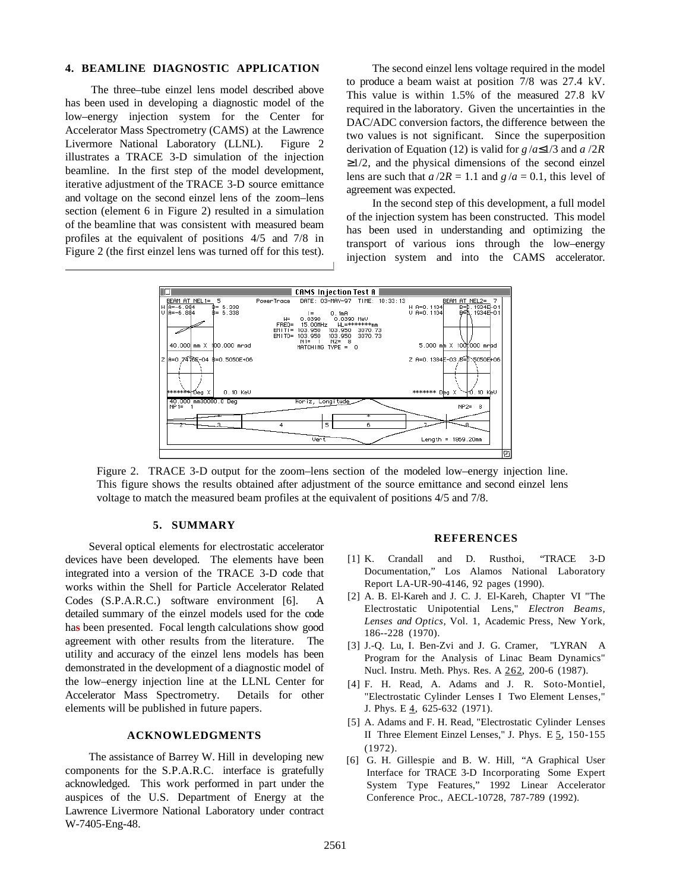## 4. BEAMLINE DIAGNOSTIC APPLICATION

The three–tube einzel lens model described above has been used in developing a diagnostic model of the low–energy injection system for the Center for Accelerator Mass Spectrometry (CAMS) at the Lawrence Livermore National Laboratory (LLNL). Figure 2 illustrates a TRACE 3-D simulation of the injection beamline. In the first step of the model development, iterative adjustment of the TRACE 3-D source emittance and voltage on the second einzel lens of the zoom–lens section (element 6 in Figure 2) resulted in a simulation of the beamline that was consistent with measured beam profiles at the equivalent of positions 4/5 and 7/8 in Figure 2 (the first einzel lens was turned off for this test).

The second einzel lens voltage required in the model to produce a beam waist at position 7/8 was 27.4 kV. This value is within 1.5% of the measured 27.8 kV required in the laboratory. Given the uncertainties in the DAC/ADC conversion factors, the difference between the two values is not significant. Since the superposition derivation of Equation (12) is valid for $g/a \leq 1/3$ and $a/2R \geq 1/2$, and the physical dimensions of the second einzel lens are such that $a/2R = 1.1$ and $g/a = 0.1$, this level of agreement was expected.

In the second step of this development, a full model of the injection system has been constructed. This model has been used in understanding and optimizing the transport of various ions through the low–energy injection system and into the CAMS accelerator.

CAMS Injection Test A
BEAM AT NEL1= 5
H A=-6.884 B= 5.338
V A=-6.884 B= 5.338
PowerTrace DATE: 03-MAY-97 TIME: 10:33:13
I= 0.1mA
W= 0.0390 0.0390 MeV
FREQ= 15.00MHz WL=*******mm
EMITI= 103.950 103.950 3070.73
EMITO= 103.950 103.950 3070.73
N1= 1 N2= 8
MATCHING TYPE = 0
BEAM AT NEL2= 7
H A=0.1104 B=0.1934E-01
V A=0.1104 B=0.1934E-01
40.000 mm X 100.000 mrad
5.000 mm X 100.000 mrad
Z A=0.7476E-04 B=0.5050E+06
Z A=0.1384E-03 B=0.5050E+06
******* Deg X 0.10 KeV
******* Deg X 0.10 KeV
40.000 mm30000.0 Deg
NP1= 1
Horiz, Longitude
NP2= 8
2 3 4 5 6 7 8
Vert
Length = 1869.20mm

Figure 2. TRACE 3-D output for the zoom–lens section of the modeled low–energy injection line. This figure shows the results obtained after adjustment of the source emittance and second einzel lens voltage to match the measured beam profiles at the equivalent of positions 4/5 and 7/8.

## 5. SUMMARY

Several optical elements for electrostatic accelerator devices have been developed. The elements have been integrated into a version of the TRACE 3-D code that works within the Shell for Particle Accelerator Related Codes (S.P.A.R.C.) software environment [6]. A detailed summary of the einzel models used for the code has been presented. Focal length calculations show good agreement with other results from the literature. The utility and accuracy of the einzel lens models has been demonstrated in the development of a diagnostic model of the low–energy injection line at the LLNL Center for Accelerator Mass Spectrometry. Details for other elements will be published in future papers.

## ACKNOWLEDGMENTS

The assistance of Barrey W. Hill in developing new components for the S.P.A.R.C. interface is gratefully acknowledged. This work performed in part under the auspices of the U.S. Department of Energy at the Lawrence Livermore National Laboratory under contract W-7405-Eng-48.

## REFERENCES

[1] K. Crandall and D. Rusthoi, "TRACE 3-D Documentation," Los Alamos National Laboratory Report LA-UR-90-4146, 92 pages (1990).

[2] A. B. El-Kareh and J. C. J. El-Kareh, Chapter VI "The Electrostatic Unipotential Lens," *Electron Beams, Lenses and Optics*, Vol. 1, Academic Press, New York, 186--228 (1970).

[3] J.-Q. Lu, I. Ben-Zvi and J. G. Cramer, "LYRAN A Program for the Analysis of Linac Beam Dynamics" Nucl. Instru. Meth. Phys. Res. A 262, 200-6 (1987).

[4] F. H. Read, A. Adams and J. R. Soto-Montiel, "Electrostatic Cylinder Lenses I Two Element Lenses," J. Phys. E 4, 625-632 (1971).

[5] A. Adams and F. H. Read, "Electrostatic Cylinder Lenses II Three Element Einzel Lenses," J. Phys. E 5, 150-155 (1972).

[6] G. H. Gillespie and B. W. Hill, "A Graphical User Interface for TRACE 3-D Incorporating Some Expert System Type Features," 1992 Linear Accelerator Conference Proc., AECL-10728, 787-789 (1992).